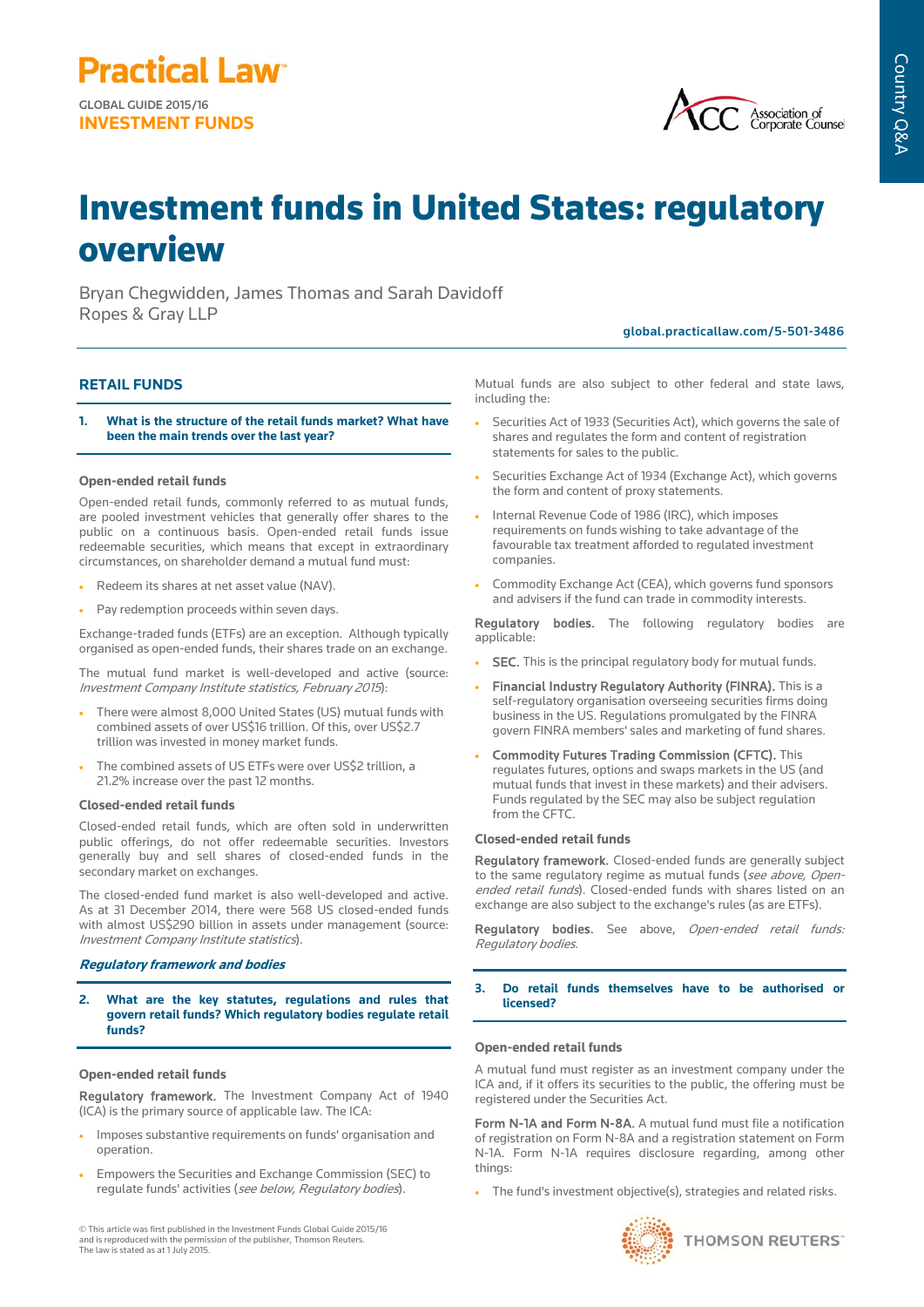Practical Law

GLOBAL GUIDE 2015/16
INVESTMENT FUNDS

# Investment funds in United States: regulatory overview

Bryan Chegwidden, James Thomas and Sarah Davidoff
Ropes & Gray LLP

global.practicallaw.com/5-501-3486

## RETAIL FUNDS

### 1. What is the structure of the retail funds market? What have been the main trends over the last year?

#### Open-ended retail funds

Open-ended retail funds, commonly referred to as mutual funds, are pooled investment vehicles that generally offer shares to the public on a continuous basis. Open-ended retail funds issue redeemable securities, which means that except in extraordinary circumstances, on shareholder demand a mutual fund must:

- Redeem its shares at net asset value (NAV).
- Pay redemption proceeds within seven days.

Exchange-traded funds (ETFs) are an exception. Although typically organised as open-ended funds, their shares trade on an exchange.

The mutual fund market is well-developed and active (source: *Investment Company Institute statistics, February 2015*):

- There were almost 8,000 United States (US) mutual funds with combined assets of over US$16 trillion. Of this, over US$2.7 trillion was invested in money market funds.
- The combined assets of US ETFs were over US$2 trillion, a 21.2% increase over the past 12 months.

#### Closed-ended retail funds

Closed-ended retail funds, which are often sold in underwritten public offerings, do not offer redeemable securities. Investors generally buy and sell shares of closed-ended funds in the secondary market on exchanges.

The closed-ended fund market is also well-developed and active. As at 31 December 2014, there were 568 US closed-ended funds with almost US$290 billion in assets under management (source: *Investment Company Institute statistics*).

### *Regulatory framework and bodies*

### 2. What are the key statutes, regulations and rules that govern retail funds? Which regulatory bodies regulate retail funds?

#### Open-ended retail funds

**Regulatory framework.** The Investment Company Act of 1940 (ICA) is the primary source of applicable law. The ICA:

- Imposes substantive requirements on funds' organisation and operation.
- Empowers the Securities and Exchange Commission (SEC) to regulate funds' activities (*see below, Regulatory bodies*).

Mutual funds are also subject to other federal and state laws, including the:

- Securities Act of 1933 (Securities Act), which governs the sale of shares and regulates the form and content of registration statements for sales to the public.
- Securities Exchange Act of 1934 (Exchange Act), which governs the form and content of proxy statements.
- Internal Revenue Code of 1986 (IRC), which imposes requirements on funds wishing to take advantage of the favourable tax treatment afforded to regulated investment companies.
- Commodity Exchange Act (CEA), which governs fund sponsors and advisers if the fund can trade in commodity interests.

**Regulatory bodies.** The following regulatory bodies are applicable:

- **SEC.** This is the principal regulatory body for mutual funds.
- **Financial Industry Regulatory Authority (FINRA).** This is a self-regulatory organisation overseeing securities firms doing business in the US. Regulations promulgated by the FINRA govern FINRA members' sales and marketing of fund shares.
- **Commodity Futures Trading Commission (CFTC).** This regulates futures, options and swaps markets in the US (and mutual funds that invest in these markets) and their advisers. Funds regulated by the SEC may also be subject regulation from the CFTC.

#### Closed-ended retail funds

**Regulatory framework.** Closed-ended funds are generally subject to the same regulatory regime as mutual funds (*see above, Open-ended retail funds*). Closed-ended funds with shares listed on an exchange are also subject to the exchange's rules (as are ETFs).

**Regulatory bodies.** See above, *Open-ended retail funds: Regulatory bodies*.

### 3. Do retail funds themselves have to be authorised or licensed?

#### Open-ended retail funds

A mutual fund must register as an investment company under the ICA and, if it offers its securities to the public, the offering must be registered under the Securities Act.

**Form N-1A and Form N-8A.** A mutual fund must file a notification of registration on Form N-8A and a registration statement on Form N-1A. Form N-1A requires disclosure regarding, among other things:

- The fund's investment objective(s), strategies and related risks.

© This article was first published in the Investment Funds Global Guide 2015/16 and is reproduced with the permission of the publisher, Thomson Reuters. The law is stated as at 1 July 2015.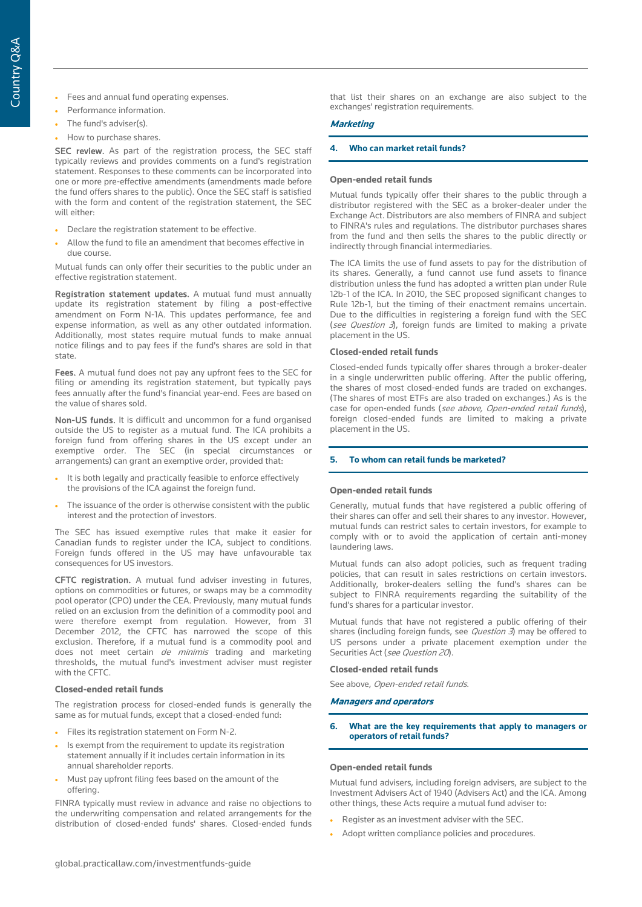- Fees and annual fund operating expenses.
- Performance information.
- The fund's adviser(s).
- How to purchase shares.

**SEC review.** As part of the registration process, the SEC staff typically reviews and provides comments on a fund's registration statement. Responses to these comments can be incorporated into one or more pre-effective amendments (amendments made before the fund offers shares to the public). Once the SEC staff is satisfied with the form and content of the registration statement, the SEC will either:

- Declare the registration statement to be effective.
- Allow the fund to file an amendment that becomes effective in due course.

Mutual funds can only offer their securities to the public under an effective registration statement.

**Registration statement updates.** A mutual fund must annually update its registration statement by filing a post-effective amendment on Form N-1A. This updates performance, fee and expense information, as well as any other outdated information. Additionally, most states require mutual funds to make annual notice filings and to pay fees if the fund's shares are sold in that state.

**Fees.** A mutual fund does not pay any upfront fees to the SEC for filing or amending its registration statement, but typically pays fees annually after the fund's financial year-end. Fees are based on the value of shares sold.

**Non-US funds.** It is difficult and uncommon for a fund organised outside the US to register as a mutual fund. The ICA prohibits a foreign fund from offering shares in the US except under an exemptive order. The SEC (in special circumstances or arrangements) can grant an exemptive order, provided that:

- It is both legally and practically feasible to enforce effectively the provisions of the ICA against the foreign fund.
- The issuance of the order is otherwise consistent with the public interest and the protection of investors.

The SEC has issued exemptive rules that make it easier for Canadian funds to register under the ICA, subject to conditions. Foreign funds offered in the US may have unfavourable tax consequences for US investors.

**CFTC registration.** A mutual fund adviser investing in futures, options on commodities or futures, or swaps may be a commodity pool operator (CPO) under the CEA. Previously, many mutual funds relied on an exclusion from the definition of a commodity pool and were therefore exempt from regulation. However, from 31 December 2012, the CFTC has narrowed the scope of this exclusion. Therefore, if a mutual fund is a commodity pool and does not meet certain *de minimis* trading and marketing thresholds, the mutual fund's investment adviser must register with the CFTC.

### Closed-ended retail funds

The registration process for closed-ended funds is generally the same as for mutual funds, except that a closed-ended fund:

- Files its registration statement on Form N-2.
- Is exempt from the requirement to update its registration statement annually if it includes certain information in its annual shareholder reports.
- Must pay upfront filing fees based on the amount of the offering.

FINRA typically must review in advance and raise no objections to the underwriting compensation and related arrangements for the distribution of closed-ended funds' shares. Closed-ended funds that list their shares on an exchange are also subject to the exchanges' registration requirements.

## *Marketing*

### 4. Who can market retail funds?

### Open-ended retail funds

Mutual funds typically offer their shares to the public through a distributor registered with the SEC as a broker-dealer under the Exchange Act. Distributors are also members of FINRA and subject to FINRA's rules and regulations. The distributor purchases shares from the fund and then sells the shares to the public directly or indirectly through financial intermediaries.

The ICA limits the use of fund assets to pay for the distribution of its shares. Generally, a fund cannot use fund assets to finance distribution unless the fund has adopted a written plan under Rule 12b-1 of the ICA. In 2010, the SEC proposed significant changes to Rule 12b-1, but the timing of their enactment remains uncertain. Due to the difficulties in registering a foreign fund with the SEC (*see Question 3*), foreign funds are limited to making a private placement in the US.

### Closed-ended retail funds

Closed-ended funds typically offer shares through a broker-dealer in a single underwritten public offering. After the public offering, the shares of most closed-ended funds are traded on exchanges. (The shares of most ETFs are also traded on exchanges.) As is the case for open-ended funds (*see above, Open-ended retail funds*), foreign closed-ended funds are limited to making a private placement in the US.

### 5. To whom can retail funds be marketed?

### Open-ended retail funds

Generally, mutual funds that have registered a public offering of their shares can offer and sell their shares to any investor. However, mutual funds can restrict sales to certain investors, for example to comply with or to avoid the application of certain anti-money laundering laws.

Mutual funds can also adopt policies, such as frequent trading policies, that can result in sales restrictions on certain investors. Additionally, broker-dealers selling the fund's shares can be subject to FINRA requirements regarding the suitability of the fund's shares for a particular investor.

Mutual funds that have not registered a public offering of their shares (including foreign funds, see *Question 3*) may be offered to US persons under a private placement exemption under the Securities Act (*see Question 20*).

### Closed-ended retail funds

See above, *Open-ended retail funds*.

## *Managers and operators*

### 6. What are the key requirements that apply to managers or operators of retail funds?

### Open-ended retail funds

Mutual fund advisers, including foreign advisers, are subject to the Investment Advisers Act of 1940 (Advisers Act) and the ICA. Among other things, these Acts require a mutual fund adviser to:

- Register as an investment adviser with the SEC.
- Adopt written compliance policies and procedures.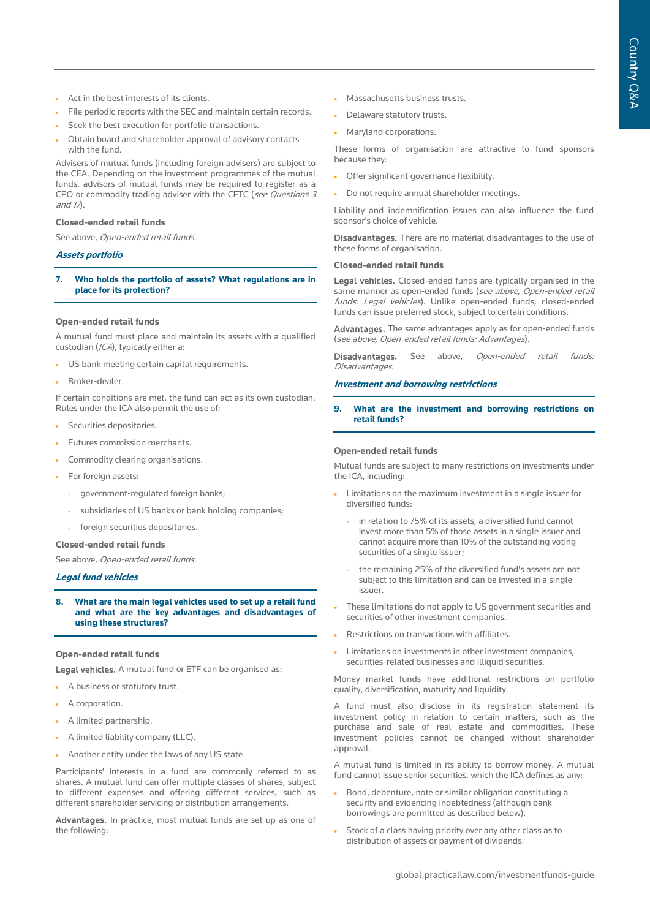- Act in the best interests of its clients.
- File periodic reports with the SEC and maintain certain records.
- Seek the best execution for portfolio transactions.
- Obtain board and shareholder approval of advisory contacts with the fund.

Advisers of mutual funds (including foreign advisers) are subject to the CEA. Depending on the investment programmes of the mutual funds, advisors of mutual funds may be required to register as a CPO or commodity trading adviser with the CFTC (*see Questions 3 and 17*).

**Closed-ended retail funds**

See above, *Open-ended retail funds*.

### *Assets portfolio*

#### 7. Who holds the portfolio of assets? What regulations are in place for its protection?

**Open-ended retail funds**

A mutual fund must place and maintain its assets with a qualified custodian (*ICA*), typically either a:

- US bank meeting certain capital requirements.
- Broker-dealer.

If certain conditions are met, the fund can act as its own custodian. Rules under the ICA also permit the use of:

- Securities depositaries.
- Futures commission merchants.
- Commodity clearing organisations.
- For foreign assets:
  - government-regulated foreign banks;
  - subsidiaries of US banks or bank holding companies;
  - foreign securities depositaries.

**Closed-ended retail funds**

See above, *Open-ended retail funds*.

### *Legal fund vehicles*

#### 8. What are the main legal vehicles used to set up a retail fund and what are the key advantages and disadvantages of using these structures?

**Open-ended retail funds**

**Legal vehicles.** A mutual fund or ETF can be organised as:

- A business or statutory trust.
- A corporation.
- A limited partnership.
- A limited liability company (LLC).
- Another entity under the laws of any US state.

Participants' interests in a fund are commonly referred to as shares. A mutual fund can offer multiple classes of shares, subject to different expenses and offering different services, such as different shareholder servicing or distribution arrangements.

**Advantages.** In practice, most mutual funds are set up as one of the following:

- Massachusetts business trusts.
- Delaware statutory trusts.
- Maryland corporations.

These forms of organisation are attractive to fund sponsors because they:

- Offer significant governance flexibility.
- Do not require annual shareholder meetings.

Liability and indemnification issues can also influence the fund sponsor's choice of vehicle.

**Disadvantages.** There are no material disadvantages to the use of these forms of organisation.

**Closed-ended retail funds**

**Legal vehicles.** Closed-ended funds are typically organised in the same manner as open-ended funds (*see above, Open-ended retail funds: Legal vehicles*). Unlike open-ended funds, closed-ended funds can issue preferred stock, subject to certain conditions.

**Advantages.** The same advantages apply as for open-ended funds (*see above, Open-ended retail funds: Advantages*).

**Disadvantages.** See above, *Open-ended retail funds: Disadvantages*.

### *Investment and borrowing restrictions*

#### 9. What are the investment and borrowing restrictions on retail funds?

**Open-ended retail funds**

Mutual funds are subject to many restrictions on investments under the ICA, including:

- Limitations on the maximum investment in a single issuer for diversified funds:
  - in relation to 75% of its assets, a diversified fund cannot invest more than 5% of those assets in a single issuer and cannot acquire more than 10% of the outstanding voting securities of a single issuer;
  - the remaining 25% of the diversified fund's assets are not subject to this limitation and can be invested in a single issuer.
- These limitations do not apply to US government securities and securities of other investment companies.
- Restrictions on transactions with affiliates.
- Limitations on investments in other investment companies, securities-related businesses and illiquid securities.

Money market funds have additional restrictions on portfolio quality, diversification, maturity and liquidity.

A fund must also disclose in its registration statement its investment policy in relation to certain matters, such as the purchase and sale of real estate and commodities. These investment policies cannot be changed without shareholder approval.

A mutual fund is limited in its ability to borrow money. A mutual fund cannot issue senior securities, which the ICA defines as any:

- Bond, debenture, note or similar obligation constituting a security and evidencing indebtedness (although bank borrowings are permitted as described below).
- Stock of a class having priority over any other class as to distribution of assets or payment of dividends.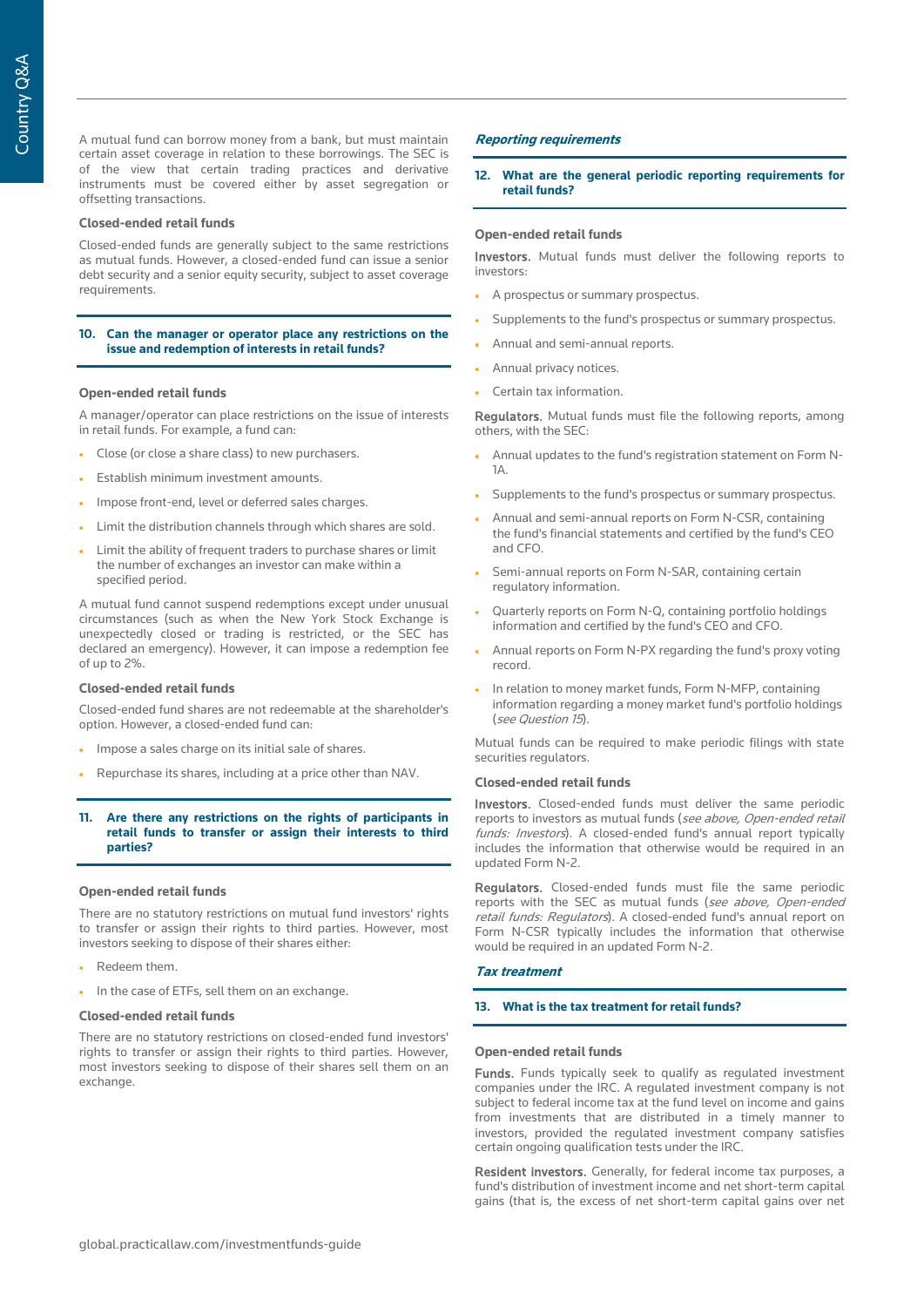A mutual fund can borrow money from a bank, but must maintain certain asset coverage in relation to these borrowings. The SEC is of the view that certain trading practices and derivative instruments must be covered either by asset segregation or offsetting transactions.

### Closed-ended retail funds

Closed-ended funds are generally subject to the same restrictions as mutual funds. However, a closed-ended fund can issue a senior debt security and a senior equity security, subject to asset coverage requirements.

## 10. Can the manager or operator place any restrictions on the issue and redemption of interests in retail funds?

### Open-ended retail funds

A manager/operator can place restrictions on the issue of interests in retail funds. For example, a fund can:

- Close (or close a share class) to new purchasers.
- Establish minimum investment amounts.
- Impose front-end, level or deferred sales charges.
- Limit the distribution channels through which shares are sold.
- Limit the ability of frequent traders to purchase shares or limit the number of exchanges an investor can make within a specified period.

A mutual fund cannot suspend redemptions except under unusual circumstances (such as when the New York Stock Exchange is unexpectedly closed or trading is restricted, or the SEC has declared an emergency). However, it can impose a redemption fee of up to 2%.

### Closed-ended retail funds

Closed-ended fund shares are not redeemable at the shareholder's option. However, a closed-ended fund can:

- Impose a sales charge on its initial sale of shares.
- Repurchase its shares, including at a price other than NAV.

## 11. Are there any restrictions on the rights of participants in retail funds to transfer or assign their interests to third parties?

### Open-ended retail funds

There are no statutory restrictions on mutual fund investors' rights to transfer or assign their rights to third parties. However, most investors seeking to dispose of their shares either:

- Redeem them.
- In the case of ETFs, sell them on an exchange.

### Closed-ended retail funds

There are no statutory restrictions on closed-ended fund investors' rights to transfer or assign their rights to third parties. However, most investors seeking to dispose of their shares sell them on an exchange.

## *Reporting requirements*

## 12. What are the general periodic reporting requirements for retail funds?

### Open-ended retail funds

**Investors.** Mutual funds must deliver the following reports to investors:

- A prospectus or summary prospectus.
- Supplements to the fund's prospectus or summary prospectus.
- Annual and semi-annual reports.
- Annual privacy notices.
- Certain tax information.

**Regulators.** Mutual funds must file the following reports, among others, with the SEC:

- Annual updates to the fund's registration statement on Form N-1A.
- Supplements to the fund's prospectus or summary prospectus.
- Annual and semi-annual reports on Form N-CSR, containing the fund's financial statements and certified by the fund's CEO and CFO.
- Semi-annual reports on Form N-SAR, containing certain regulatory information.
- Quarterly reports on Form N-Q, containing portfolio holdings information and certified by the fund's CEO and CFO.
- Annual reports on Form N-PX regarding the fund's proxy voting record.
- In relation to money market funds, Form N-MFP, containing information regarding a money market fund's portfolio holdings (*see Question 15*).

Mutual funds can be required to make periodic filings with state securities regulators.

### Closed-ended retail funds

**Investors.** Closed-ended funds must deliver the same periodic reports to investors as mutual funds (*see above, Open-ended retail funds: Investors*). A closed-ended fund's annual report typically includes the information that otherwise would be required in an updated Form N-2.

**Regulators.** Closed-ended funds must file the same periodic reports with the SEC as mutual funds (*see above, Open-ended retail funds: Regulators*). A closed-ended fund's annual report on Form N-CSR typically includes the information that otherwise would be required in an updated Form N-2.

## *Tax treatment*

## 13. What is the tax treatment for retail funds?

### Open-ended retail funds

**Funds.** Funds typically seek to qualify as regulated investment companies under the IRC. A regulated investment company is not subject to federal income tax at the fund level on income and gains from investments that are distributed in a timely manner to investors, provided the regulated investment company satisfies certain ongoing qualification tests under the IRC.

**Resident investors.** Generally, for federal income tax purposes, a fund's distribution of investment income and net short-term capital gains (that is, the excess of net short-term capital gains over net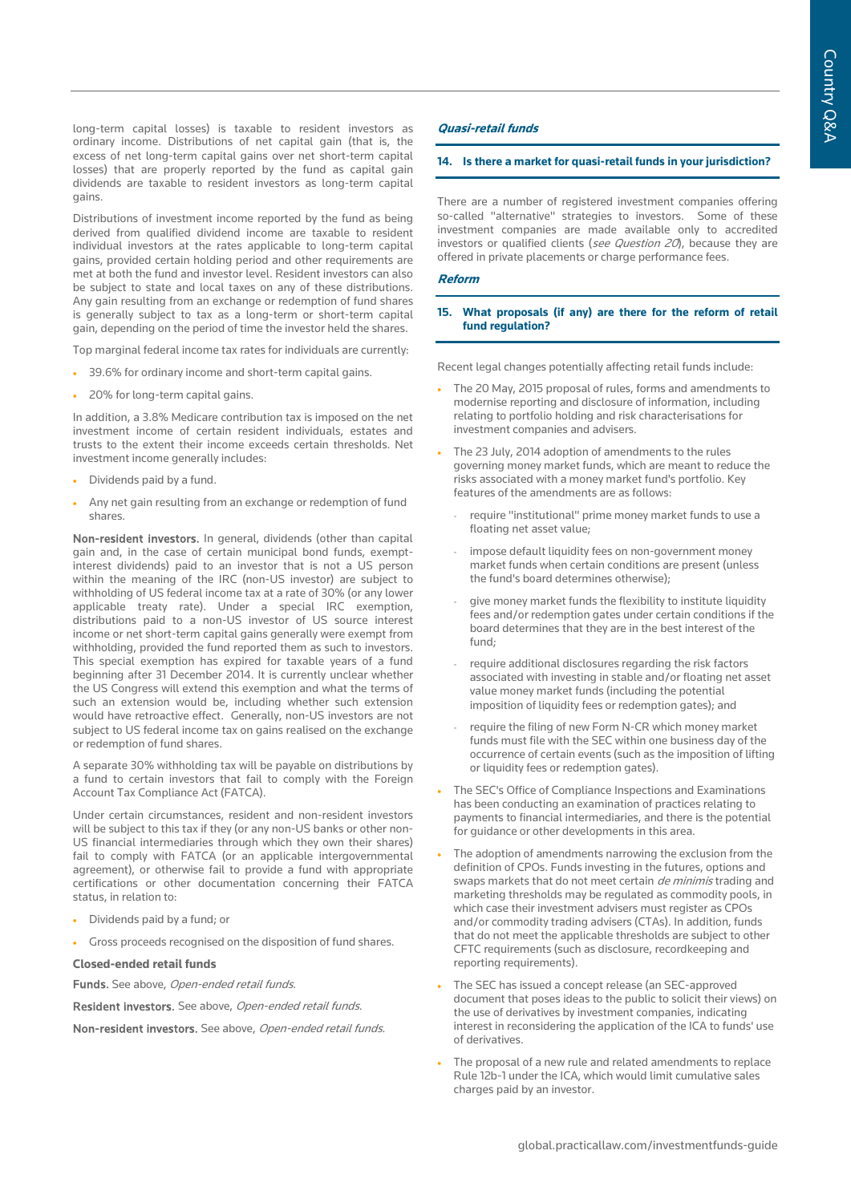long-term capital losses) is taxable to resident investors as ordinary income. Distributions of net capital gain (that is, the excess of net long-term capital gains over net short-term capital losses) that are properly reported by the fund as capital gain dividends are taxable to resident investors as long-term capital gains.

Distributions of investment income reported by the fund as being derived from qualified dividend income are taxable to resident individual investors at the rates applicable to long-term capital gains, provided certain holding period and other requirements are met at both the fund and investor level. Resident investors can also be subject to state and local taxes on any of these distributions. Any gain resulting from an exchange or redemption of fund shares is generally subject to tax as a long-term or short-term capital gain, depending on the period of time the investor held the shares.

Top marginal federal income tax rates for individuals are currently:

- 39.6% for ordinary income and short-term capital gains.
- 20% for long-term capital gains.

In addition, a 3.8% Medicare contribution tax is imposed on the net investment income of certain resident individuals, estates and trusts to the extent their income exceeds certain thresholds. Net investment income generally includes:

- Dividends paid by a fund.
- Any net gain resulting from an exchange or redemption of fund shares.

**Non-resident investors.** In general, dividends (other than capital gain and, in the case of certain municipal bond funds, exempt-interest dividends) paid to an investor that is not a US person within the meaning of the IRC (non-US investor) are subject to withholding of US federal income tax at a rate of 30% (or any lower applicable treaty rate). Under a special IRC exemption, distributions paid to a non-US investor of US source interest income or net short-term capital gains generally were exempt from withholding, provided the fund reported them as such to investors. This special exemption has expired for taxable years of a fund beginning after 31 December 2014. It is currently unclear whether the US Congress will extend this exemption and what the terms of such an extension would be, including whether such extension would have retroactive effect. Generally, non-US investors are not subject to US federal income tax on gains realised on the exchange or redemption of fund shares.

A separate 30% withholding tax will be payable on distributions by a fund to certain investors that fail to comply with the Foreign Account Tax Compliance Act (FATCA).

Under certain circumstances, resident and non-resident investors will be subject to this tax if they (or any non-US banks or other non-US financial intermediaries through which they own their shares) fail to comply with FATCA (or an applicable intergovernmental agreement), or otherwise fail to provide a fund with appropriate certifications or other documentation concerning their FATCA status, in relation to:

- Dividends paid by a fund; or
- Gross proceeds recognised on the disposition of fund shares.

**Closed-ended retail funds**

**Funds.** See above, *Open-ended retail funds*.

**Resident investors.** See above, *Open-ended retail funds*.

**Non-resident investors.** See above, *Open-ended retail funds*.

### *Quasi-retail funds*

#### 14. Is there a market for quasi-retail funds in your jurisdiction?

There are a number of registered investment companies offering so-called "alternative" strategies to investors. Some of these investment companies are made available only to accredited investors or qualified clients (*see Question 20*), because they are offered in private placements or charge performance fees.

### *Reform*

#### 15. What proposals (if any) are there for the reform of retail fund regulation?

Recent legal changes potentially affecting retail funds include:

- The 20 May, 2015 proposal of rules, forms and amendments to modernise reporting and disclosure of information, including relating to portfolio holding and risk characterisations for investment companies and advisers.
- The 23 July, 2014 adoption of amendments to the rules governing money market funds, which are meant to reduce the risks associated with a money market fund's portfolio. Key features of the amendments are as follows:
  - require "institutional" prime money market funds to use a floating net asset value;
  - impose default liquidity fees on non-government money market funds when certain conditions are present (unless the fund's board determines otherwise);
  - give money market funds the flexibility to institute liquidity fees and/or redemption gates under certain conditions if the board determines that they are in the best interest of the fund;
  - require additional disclosures regarding the risk factors associated with investing in stable and/or floating net asset value money market funds (including the potential imposition of liquidity fees or redemption gates); and
  - require the filing of new Form N-CR which money market funds must file with the SEC within one business day of the occurrence of certain events (such as the imposition of lifting or liquidity fees or redemption gates).
- The SEC's Office of Compliance Inspections and Examinations has been conducting an examination of practices relating to payments to financial intermediaries, and there is the potential for guidance or other developments in this area.
- The adoption of amendments narrowing the exclusion from the definition of CPOs. Funds investing in the futures, options and swaps markets that do not meet certain *de minimis* trading and marketing thresholds may be regulated as commodity pools, in which case their investment advisers must register as CPOs and/or commodity trading advisers (CTAs). In addition, funds that do not meet the applicable thresholds are subject to other CFTC requirements (such as disclosure, recordkeeping and reporting requirements).
- The SEC has issued a concept release (an SEC-approved document that poses ideas to the public to solicit their views) on the use of derivatives by investment companies, indicating interest in reconsidering the application of the ICA to funds' use of derivatives.
- The proposal of a new rule and related amendments to replace Rule 12b-1 under the ICA, which would limit cumulative sales charges paid by an investor.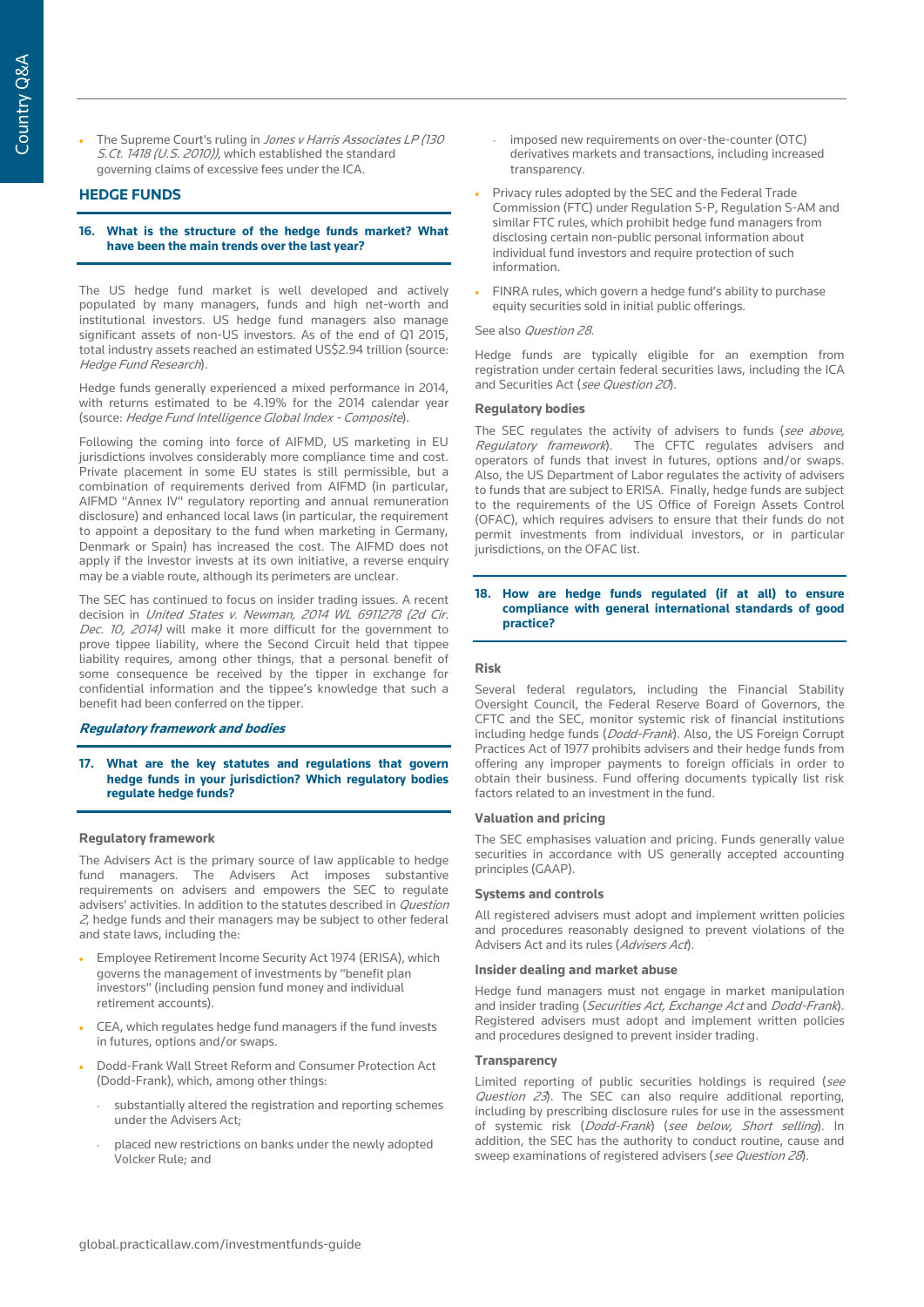- The Supreme Court's ruling in *Jones v Harris Associates LP (130 S.Ct. 1418 (U.S. 2010))*, which established the standard governing claims of excessive fees under the ICA.

## HEDGE FUNDS

### 16. What is the structure of the hedge funds market? What have been the main trends over the last year?

The US hedge fund market is well developed and actively populated by many managers, funds and high net-worth and institutional investors. US hedge fund managers also manage significant assets of non-US investors. As of the end of Q1 2015, total industry assets reached an estimated US$2.94 trillion (source: *Hedge Fund Research*).

Hedge funds generally experienced a mixed performance in 2014, with returns estimated to be 4.19% for the 2014 calendar year (source: *Hedge Fund Intelligence Global Index - Composite*).

Following the coming into force of AIFMD, US marketing in EU jurisdictions involves considerably more compliance time and cost. Private placement in some EU states is still permissible, but a combination of requirements derived from AIFMD (in particular, AIFMD "Annex IV" regulatory reporting and annual remuneration disclosure) and enhanced local laws (in particular, the requirement to appoint a depositary to the fund when marketing in Germany, Denmark or Spain) has increased the cost. The AIFMD does not apply if the investor invests at its own initiative, a reverse enquiry may be a viable route, although its perimeters are unclear.

The SEC has continued to focus on insider trading issues. A recent decision in *United States v. Newman, 2014 WL 6911278 (2d Cir. Dec. 10, 2014)* will make it more difficult for the government to prove tippee liability, where the Second Circuit held that tippee liability requires, among other things, that a personal benefit of some consequence be received by the tipper in exchange for confidential information and the tippee's knowledge that such a benefit had been conferred on the tipper.

### *Regulatory framework and bodies*

### 17. What are the key statutes and regulations that govern hedge funds in your jurisdiction? Which regulatory bodies regulate hedge funds?

#### Regulatory framework

The Advisers Act is the primary source of law applicable to hedge fund managers. The Advisers Act imposes substantive requirements on advisers and empowers the SEC to regulate advisers' activities. In addition to the statutes described in *Question 2*, hedge funds and their managers may be subject to other federal and state laws, including the:

- Employee Retirement Income Security Act 1974 (ERISA), which governs the management of investments by "benefit plan investors" (including pension fund money and individual retirement accounts).
- CEA, which regulates hedge fund managers if the fund invests in futures, options and/or swaps.
- Dodd-Frank Wall Street Reform and Consumer Protection Act (Dodd-Frank), which, among other things:
  - substantially altered the registration and reporting schemes under the Advisers Act;
  - placed new restrictions on banks under the newly adopted Volcker Rule; and
  - imposed new requirements on over-the-counter (OTC) derivatives markets and transactions, including increased transparency.
- Privacy rules adopted by the SEC and the Federal Trade Commission (FTC) under Regulation S-P, Regulation S-AM and similar FTC rules, which prohibit hedge fund managers from disclosing certain non-public personal information about individual fund investors and require protection of such information.
- FINRA rules, which govern a hedge fund's ability to purchase equity securities sold in initial public offerings.

See also *Question 28*.

Hedge funds are typically eligible for an exemption from registration under certain federal securities laws, including the ICA and Securities Act (*see Question 20*).

#### Regulatory bodies

The SEC regulates the activity of advisers to funds (*see above, Regulatory framework*). The CFTC regulates advisers and operators of funds that invest in futures, options and/or swaps. Also, the US Department of Labor regulates the activity of advisers to funds that are subject to ERISA. Finally, hedge funds are subject to the requirements of the US Office of Foreign Assets Control (OFAC), which requires advisers to ensure that their funds do not permit investments from individual investors, or in particular jurisdictions, on the OFAC list.

### 18. How are hedge funds regulated (if at all) to ensure compliance with general international standards of good practice?

#### Risk

Several federal regulators, including the Financial Stability Oversight Council, the Federal Reserve Board of Governors, the CFTC and the SEC, monitor systemic risk of financial institutions including hedge funds (*Dodd-Frank*). Also, the US Foreign Corrupt Practices Act of 1977 prohibits advisers and their hedge funds from offering any improper payments to foreign officials in order to obtain their business. Fund offering documents typically list risk factors related to an investment in the fund.

#### Valuation and pricing

The SEC emphasises valuation and pricing. Funds generally value securities in accordance with US generally accepted accounting principles (GAAP).

#### Systems and controls

All registered advisers must adopt and implement written policies and procedures reasonably designed to prevent violations of the Advisers Act and its rules (*Advisers Act*).

#### Insider dealing and market abuse

Hedge fund managers must not engage in market manipulation and insider trading (*Securities Act, Exchange Act* and *Dodd-Frank*). Registered advisers must adopt and implement written policies and procedures designed to prevent insider trading.

#### Transparency

Limited reporting of public securities holdings is required (*see Question 23*). The SEC can also require additional reporting, including by prescribing disclosure rules for use in the assessment of systemic risk (*Dodd-Frank*) (*see below, Short selling*). In addition, the SEC has the authority to conduct routine, cause and sweep examinations of registered advisers (*see Question 28*).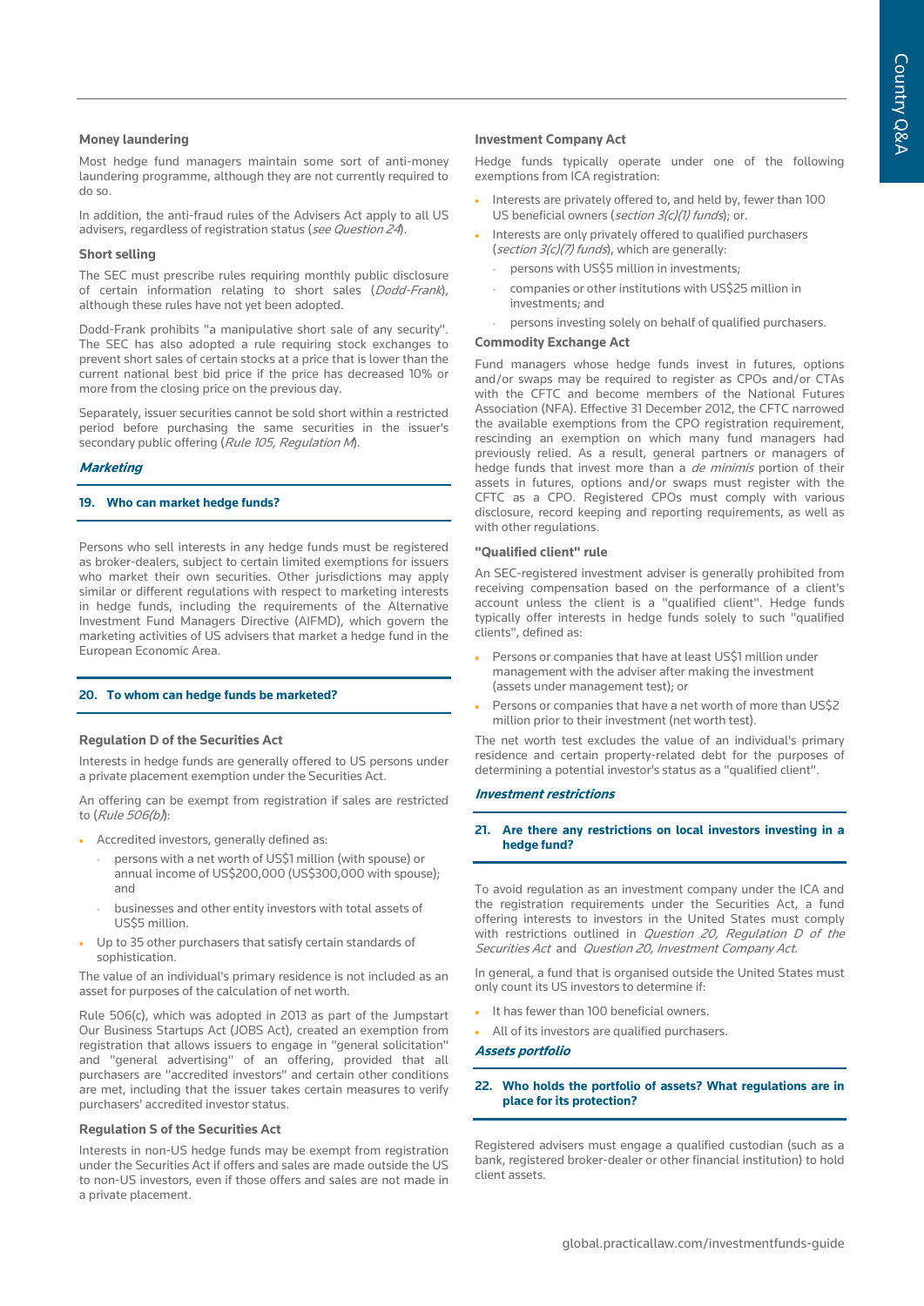**Money laundering**

Most hedge fund managers maintain some sort of anti-money laundering programme, although they are not currently required to do so.

In addition, the anti-fraud rules of the Advisers Act apply to all US advisers, regardless of registration status (*see Question 24*).

**Short selling**

The SEC must prescribe rules requiring monthly public disclosure of certain information relating to short sales (*Dodd-Frank*), although these rules have not yet been adopted.

Dodd-Frank prohibits "a manipulative short sale of any security". The SEC has also adopted a rule requiring stock exchanges to prevent short sales of certain stocks at a price that is lower than the current national best bid price if the price has decreased 10% or more from the closing price on the previous day.

Separately, issuer securities cannot be sold short within a restricted period before purchasing the same securities in the issuer's secondary public offering (*Rule 105, Regulation M*).

***Marketing***

### 19. Who can market hedge funds?

Persons who sell interests in any hedge funds must be registered as broker-dealers, subject to certain limited exemptions for issuers who market their own securities. Other jurisdictions may apply similar or different regulations with respect to marketing interests in hedge funds, including the requirements of the Alternative Investment Fund Managers Directive (AIFMD), which govern the marketing activities of US advisers that market a hedge fund in the European Economic Area.

### 20. To whom can hedge funds be marketed?

**Regulation D of the Securities Act**

Interests in hedge funds are generally offered to US persons under a private placement exemption under the Securities Act.

An offering can be exempt from registration if sales are restricted to (*Rule 506(b)*):

- Accredited investors, generally defined as:
  - persons with a net worth of US$1 million (with spouse) or annual income of US$200,000 (US$300,000 with spouse); and
  - businesses and other entity investors with total assets of US$5 million.
- Up to 35 other purchasers that satisfy certain standards of sophistication.

The value of an individual's primary residence is not included as an asset for purposes of the calculation of net worth.

Rule 506(c), which was adopted in 2013 as part of the Jumpstart Our Business Startups Act (JOBS Act), created an exemption from registration that allows issuers to engage in "general solicitation" and "general advertising" of an offering, provided that all purchasers are "accredited investors" and certain other conditions are met, including that the issuer takes certain measures to verify purchasers' accredited investor status.

**Regulation S of the Securities Act**

Interests in non-US hedge funds may be exempt from registration under the Securities Act if offers and sales are made outside the US to non-US investors, even if those offers and sales are not made in a private placement.

**Investment Company Act**

Hedge funds typically operate under one of the following exemptions from ICA registration:

- Interests are privately offered to, and held by, fewer than 100 US beneficial owners (*section 3(c)(1) funds*); or.
- Interests are only privately offered to qualified purchasers (*section 3(c)(7) funds*), which are generally:
  - persons with US$5 million in investments;
  - companies or other institutions with US$25 million in investments; and
  - persons investing solely on behalf of qualified purchasers.

**Commodity Exchange Act**

Fund managers whose hedge funds invest in futures, options and/or swaps may be required to register as CPOs and/or CTAs with the CFTC and become members of the National Futures Association (NFA). Effective 31 December 2012, the CFTC narrowed the available exemptions from the CPO registration requirement, rescinding an exemption on which many fund managers had previously relied. As a result, general partners or managers of hedge funds that invest more than a *de minimis* portion of their assets in futures, options and/or swaps must register with the CFTC as a CPO. Registered CPOs must comply with various disclosure, record keeping and reporting requirements, as well as with other regulations.

**"Qualified client" rule**

An SEC-registered investment adviser is generally prohibited from receiving compensation based on the performance of a client's account unless the client is a "qualified client". Hedge funds typically offer interests in hedge funds solely to such "qualified clients", defined as:

- Persons or companies that have at least US$1 million under management with the adviser after making the investment (assets under management test); or
- Persons or companies that have a net worth of more than US$2 million prior to their investment (net worth test).

The net worth test excludes the value of an individual's primary residence and certain property-related debt for the purposes of determining a potential investor's status as a "qualified client".

***Investment restrictions***

### 21. Are there any restrictions on local investors investing in a hedge fund?

To avoid regulation as an investment company under the ICA and the registration requirements under the Securities Act, a fund offering interests to investors in the United States must comply with restrictions outlined in *Question 20, Regulation D of the Securities Act* and *Question 20, Investment Company Act*.

In general, a fund that is organised outside the United States must only count its US investors to determine if:

- It has fewer than 100 beneficial owners.
- All of its investors are qualified purchasers.

***Assets portfolio***

### 22. Who holds the portfolio of assets? What regulations are in place for its protection?

Registered advisers must engage a qualified custodian (such as a bank, registered broker-dealer or other financial institution) to hold client assets.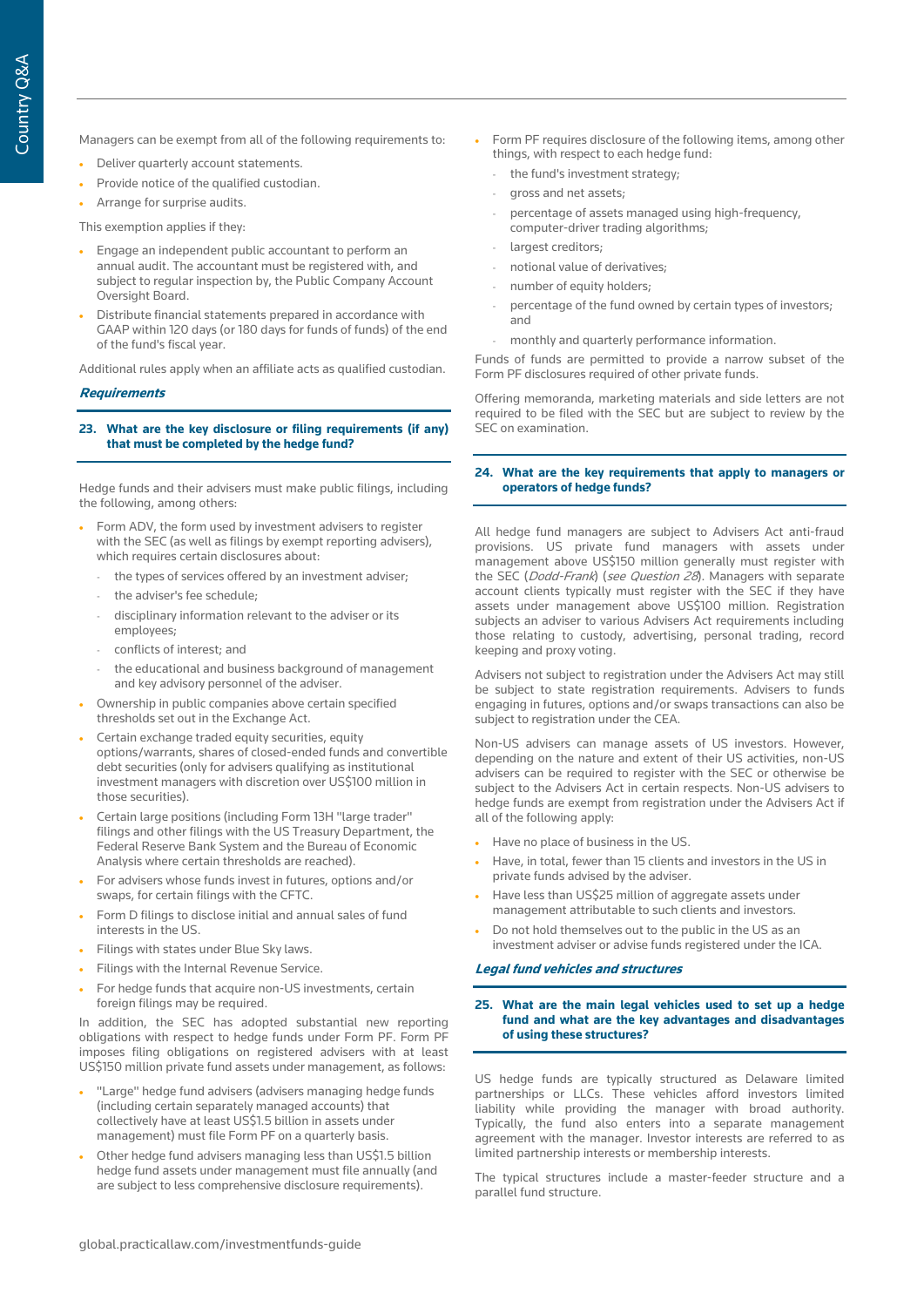Managers can be exempt from all of the following requirements to:

- Deliver quarterly account statements.
- Provide notice of the qualified custodian.
- Arrange for surprise audits.

This exemption applies if they:

- Engage an independent public accountant to perform an annual audit. The accountant must be registered with, and subject to regular inspection by, the Public Company Account Oversight Board.
- Distribute financial statements prepared in accordance with GAAP within 120 days (or 180 days for funds of funds) of the end of the fund's fiscal year.

Additional rules apply when an affiliate acts as qualified custodian.

### *Requirements*

#### 23. What are the key disclosure or filing requirements (if any) that must be completed by the hedge fund?

Hedge funds and their advisers must make public filings, including the following, among others:

- Form ADV, the form used by investment advisers to register with the SEC (as well as filings by exempt reporting advisers), which requires certain disclosures about:
  - the types of services offered by an investment adviser;
  - the adviser's fee schedule;
  - disciplinary information relevant to the adviser or its employees;
  - conflicts of interest; and
  - the educational and business background of management and key advisory personnel of the adviser.
- Ownership in public companies above certain specified thresholds set out in the Exchange Act.
- Certain exchange traded equity securities, equity options/warrants, shares of closed-ended funds and convertible debt securities (only for advisers qualifying as institutional investment managers with discretion over US$100 million in those securities).
- Certain large positions (including Form 13H "large trader" filings and other filings with the US Treasury Department, the Federal Reserve Bank System and the Bureau of Economic Analysis where certain thresholds are reached).
- For advisers whose funds invest in futures, options and/or swaps, for certain filings with the CFTC.
- Form D filings to disclose initial and annual sales of fund interests in the US.
- Filings with states under Blue Sky laws.
- Filings with the Internal Revenue Service.
- For hedge funds that acquire non-US investments, certain foreign filings may be required.

In addition, the SEC has adopted substantial new reporting obligations with respect to hedge funds under Form PF. Form PF imposes filing obligations on registered advisers with at least US$150 million private fund assets under management, as follows:

- "Large" hedge fund advisers (advisers managing hedge funds (including certain separately managed accounts) that collectively have at least US$1.5 billion in assets under management) must file Form PF on a quarterly basis.
- Other hedge fund advisers managing less than US$1.5 billion hedge fund assets under management must file annually (and are subject to less comprehensive disclosure requirements).
- Form PF requires disclosure of the following items, among other things, with respect to each hedge fund:
  - the fund's investment strategy;
  - gross and net assets;
  - percentage of assets managed using high-frequency, computer-driver trading algorithms;
  - largest creditors;
  - notional value of derivatives;
  - number of equity holders;
  - percentage of the fund owned by certain types of investors; and
  - monthly and quarterly performance information.

Funds of funds are permitted to provide a narrow subset of the Form PF disclosures required of other private funds.

Offering memoranda, marketing materials and side letters are not required to be filed with the SEC but are subject to review by the SEC on examination.

#### 24. What are the key requirements that apply to managers or operators of hedge funds?

All hedge fund managers are subject to Advisers Act anti-fraud provisions. US private fund managers with assets under management above US$150 million generally must register with the SEC (*Dodd-Frank*) (*see Question 28*). Managers with separate account clients typically must register with the SEC if they have assets under management above US$100 million. Registration subjects an adviser to various Advisers Act requirements including those relating to custody, advertising, personal trading, record keeping and proxy voting.

Advisers not subject to registration under the Advisers Act may still be subject to state registration requirements. Advisers to funds engaging in futures, options and/or swaps transactions can also be subject to registration under the CEA.

Non-US advisers can manage assets of US investors. However, depending on the nature and extent of their US activities, non-US advisers can be required to register with the SEC or otherwise be subject to the Advisers Act in certain respects. Non-US advisers to hedge funds are exempt from registration under the Advisers Act if all of the following apply:

- Have no place of business in the US.
- Have, in total, fewer than 15 clients and investors in the US in private funds advised by the adviser.
- Have less than US$25 million of aggregate assets under management attributable to such clients and investors.
- Do not hold themselves out to the public in the US as an investment adviser or advise funds registered under the ICA.

### *Legal fund vehicles and structures*

#### 25. What are the main legal vehicles used to set up a hedge fund and what are the key advantages and disadvantages of using these structures?

US hedge funds are typically structured as Delaware limited partnerships or LLCs. These vehicles afford investors limited liability while providing the manager with broad authority. Typically, the fund also enters into a separate management agreement with the manager. Investor interests are referred to as limited partnership interests or membership interests.

The typical structures include a master-feeder structure and a parallel fund structure.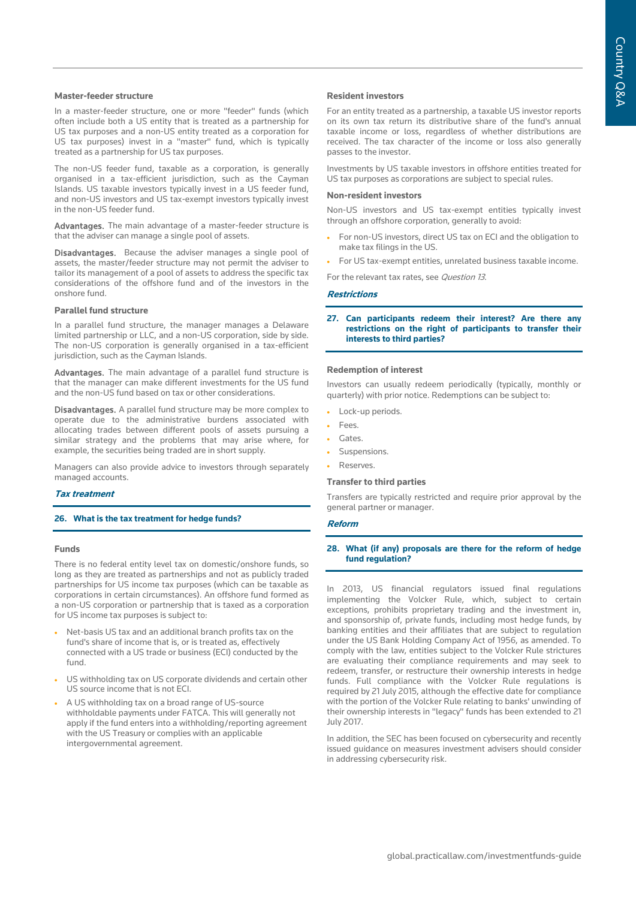### Master-feeder structure

In a master-feeder structure, one or more "feeder" funds (which often include both a US entity that is treated as a partnership for US tax purposes and a non-US entity treated as a corporation for US tax purposes) invest in a "master" fund, which is typically treated as a partnership for US tax purposes.

The non-US feeder fund, taxable as a corporation, is generally organised in a tax-efficient jurisdiction, such as the Cayman Islands. US taxable investors typically invest in a US feeder fund, and non-US investors and US tax-exempt investors typically invest in the non-US feeder fund.

**Advantages.** The main advantage of a master-feeder structure is that the adviser can manage a single pool of assets.

**Disadvantages.** Because the adviser manages a single pool of assets, the master/feeder structure may not permit the adviser to tailor its management of a pool of assets to address the specific tax considerations of the offshore fund and of the investors in the onshore fund.

### Parallel fund structure

In a parallel fund structure, the manager manages a Delaware limited partnership or LLC, and a non-US corporation, side by side. The non-US corporation is generally organised in a tax-efficient jurisdiction, such as the Cayman Islands.

**Advantages.** The main advantage of a parallel fund structure is that the manager can make different investments for the US fund and the non-US fund based on tax or other considerations.

**Disadvantages.** A parallel fund structure may be more complex to operate due to the administrative burdens associated with allocating trades between different pools of assets pursuing a similar strategy and the problems that may arise where, for example, the securities being traded are in short supply.

Managers can also provide advice to investors through separately managed accounts.

## *Tax treatment*

### 26. What is the tax treatment for hedge funds?

### Funds

There is no federal entity level tax on domestic/onshore funds, so long as they are treated as partnerships and not as publicly traded partnerships for US income tax purposes (which can be taxable as corporations in certain circumstances). An offshore fund formed as a non-US corporation or partnership that is taxed as a corporation for US income tax purposes is subject to:

- Net-basis US tax and an additional branch profits tax on the fund's share of income that is, or is treated as, effectively connected with a US trade or business (ECI) conducted by the fund.
- US withholding tax on US corporate dividends and certain other US source income that is not ECI.
- A US withholding tax on a broad range of US-source withholdable payments under FATCA. This will generally not apply if the fund enters into a withholding/reporting agreement with the US Treasury or complies with an applicable intergovernmental agreement.

### Resident investors

For an entity treated as a partnership, a taxable US investor reports on its own tax return its distributive share of the fund's annual taxable income or loss, regardless of whether distributions are received. The tax character of the income or loss also generally passes to the investor.

Investments by US taxable investors in offshore entities treated for US tax purposes as corporations are subject to special rules.

### Non-resident investors

Non-US investors and US tax-exempt entities typically invest through an offshore corporation, generally to avoid:

- For non-US investors, direct US tax on ECI and the obligation to make tax filings in the US.
- For US tax-exempt entities, unrelated business taxable income.

For the relevant tax rates, see *Question 13*.

## *Restrictions*

### 27. Can participants redeem their interest? Are there any restrictions on the right of participants to transfer their interests to third parties?

### Redemption of interest

Investors can usually redeem periodically (typically, monthly or quarterly) with prior notice. Redemptions can be subject to:

- Lock-up periods.
- Fees.
- Gates.
- Suspensions.
- Reserves.

### Transfer to third parties

Transfers are typically restricted and require prior approval by the general partner or manager.

## *Reform*

### 28. What (if any) proposals are there for the reform of hedge fund regulation?

In 2013, US financial regulators issued final regulations implementing the Volcker Rule, which, subject to certain exceptions, prohibits proprietary trading and the investment in, and sponsorship of, private funds, including most hedge funds, by banking entities and their affiliates that are subject to regulation under the US Bank Holding Company Act of 1956, as amended. To comply with the law, entities subject to the Volcker Rule strictures are evaluating their compliance requirements and may seek to redeem, transfer, or restructure their ownership interests in hedge funds. Full compliance with the Volcker Rule regulations is required by 21 July 2015, although the effective date for compliance with the portion of the Volcker Rule relating to banks' unwinding of their ownership interests in "legacy" funds has been extended to 21 July 2017.

In addition, the SEC has been focused on cybersecurity and recently issued guidance on measures investment advisers should consider in addressing cybersecurity risk.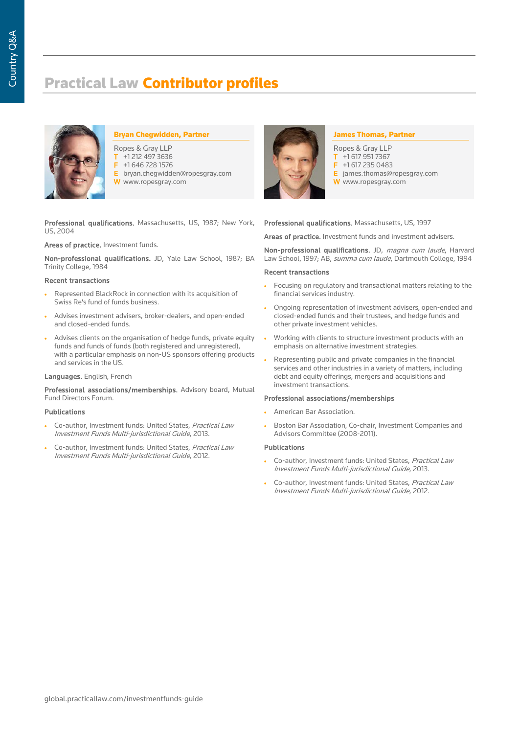# Practical Law Contributor profiles

### Bryan Chegwidden, Partner

Ropes & Gray LLP
**T** +1 212 497 3636
**F** +1 646 728 1576
**E** bryan.chegwidden@ropesgray.com
**W** www.ropesgray.com

**Professional qualifications.** Massachusetts, US, 1987; New York, US, 2004

**Areas of practice.** Investment funds.

**Non-professional qualifications.** JD, Yale Law School, 1987; BA Trinity College, 1984

**Recent transactions**

- Represented BlackRock in connection with its acquisition of Swiss Re's fund of funds business.
- Advises investment advisers, broker-dealers, and open-ended and closed-ended funds.
- Advises clients on the organisation of hedge funds, private equity funds and funds of funds (both registered and unregistered), with a particular emphasis on non-US sponsors offering products and services in the US.

**Languages.** English, French

**Professional associations/memberships.** Advisory board, Mutual Fund Directors Forum.

**Publications**

- Co-author, Investment funds: United States, *Practical Law Investment Funds Multi-jurisdictional Guide*, 2013.
- Co-author, Investment funds: United States, *Practical Law Investment Funds Multi-jurisdictional Guide*, 2012.

### James Thomas, Partner

Ropes & Gray LLP
**T** +1 617 951 7367
**F** +1 617 235 0483
**E** james.thomas@ropesgray.com
**W** www.ropesgray.com

**Professional qualifications.** Massachusetts, US, 1997

**Areas of practice.** Investment funds and investment advisers.

**Non-professional qualifications.** JD, *magna cum laude*, Harvard Law School, 1997; AB, *summa cum laude*, Dartmouth College, 1994

**Recent transactions**

- Focusing on regulatory and transactional matters relating to the financial services industry.
- Ongoing representation of investment advisers, open-ended and closed-ended funds and their trustees, and hedge funds and other private investment vehicles.
- Working with clients to structure investment products with an emphasis on alternative investment strategies.
- Representing public and private companies in the financial services and other industries in a variety of matters, including debt and equity offerings, mergers and acquisitions and investment transactions.

**Professional associations/memberships**

- American Bar Association.
- Boston Bar Association, Co-chair, Investment Companies and Advisors Committee (2008-2011).

**Publications**

- Co-author, Investment funds: United States, *Practical Law Investment Funds Multi-jurisdictional Guide*, 2013.
- Co-author, Investment funds: United States, *Practical Law Investment Funds Multi-jurisdictional Guide*, 2012.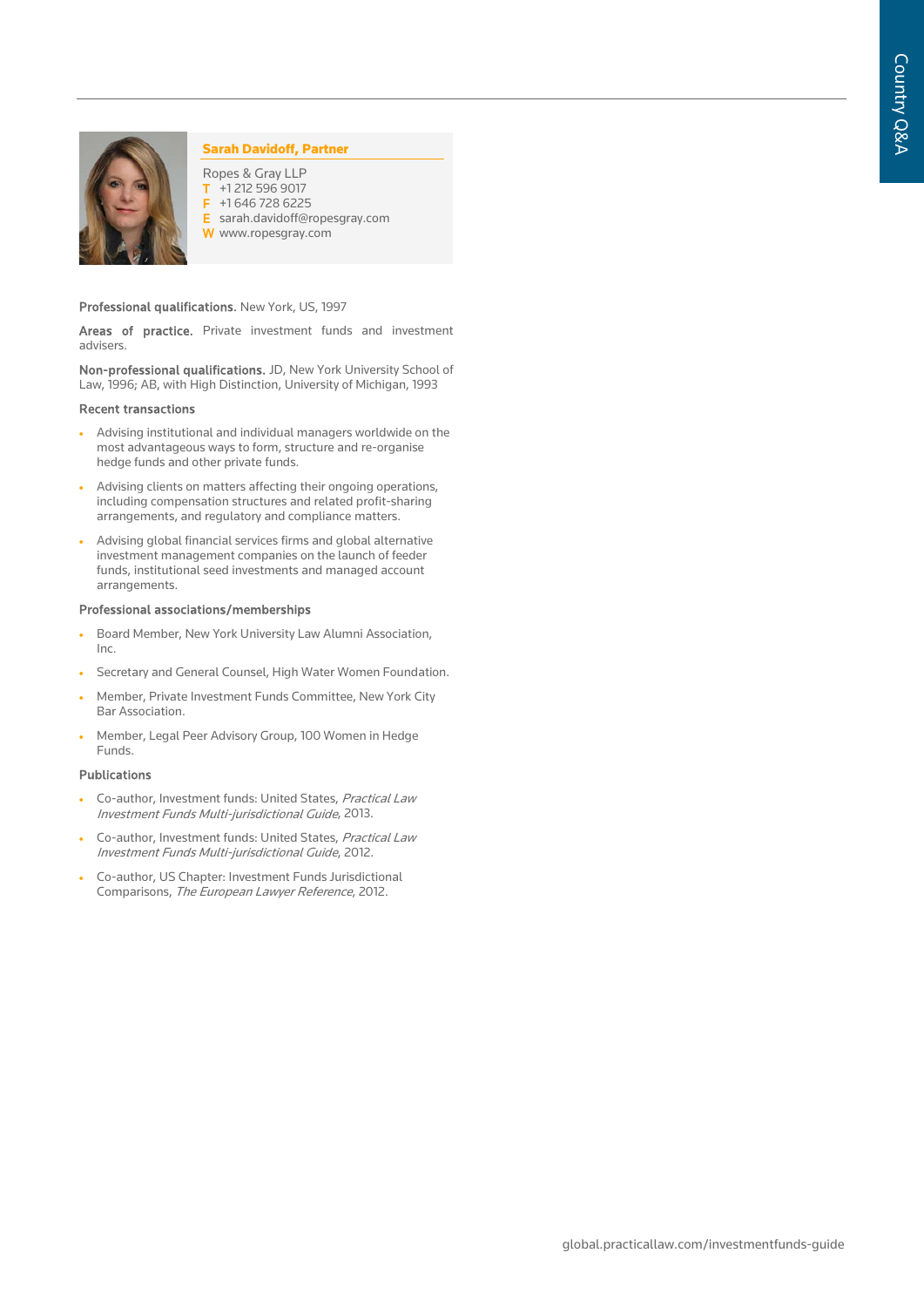**Sarah Davidoff, Partner**

Ropes & Gray LLP
T +1 212 596 9017
F +1 646 728 6225
E sarah.davidoff@ropesgray.com
W www.ropesgray.com

**Professional qualifications.** New York, US, 1997

**Areas of practice.** Private investment funds and investment advisers.

**Non-professional qualifications.** JD, New York University School of Law, 1996; AB, with High Distinction, University of Michigan, 1993

**Recent transactions**

- Advising institutional and individual managers worldwide on the most advantageous ways to form, structure and re-organise hedge funds and other private funds.
- Advising clients on matters affecting their ongoing operations, including compensation structures and related profit-sharing arrangements, and regulatory and compliance matters.
- Advising global financial services firms and global alternative investment management companies on the launch of feeder funds, institutional seed investments and managed account arrangements.

**Professional associations/memberships**

- Board Member, New York University Law Alumni Association, Inc.
- Secretary and General Counsel, High Water Women Foundation.
- Member, Private Investment Funds Committee, New York City Bar Association.
- Member, Legal Peer Advisory Group, 100 Women in Hedge Funds.

**Publications**

- Co-author, Investment funds: United States, *Practical Law Investment Funds Multi-jurisdictional Guide*, 2013.
- Co-author, Investment funds: United States, *Practical Law Investment Funds Multi-jurisdictional Guide*, 2012.
- Co-author, US Chapter: Investment Funds Jurisdictional Comparisons, *The European Lawyer Reference*, 2012.